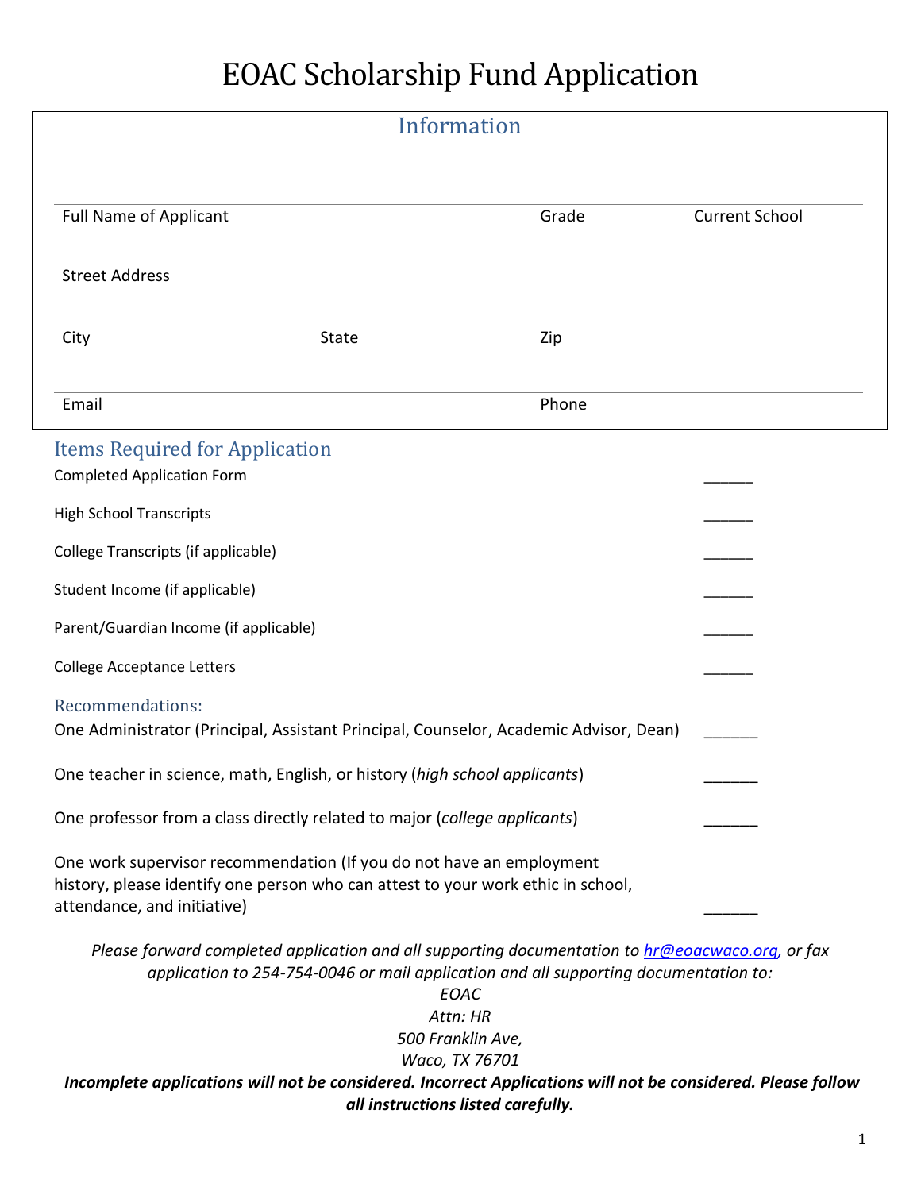# EOAC Scholarship Fund Application

## Information

| Full Name of Applicant | | Grade | Current School |
|---|---|---|---|
| Street Address | | | |
| City | State | Zip | |
| Email | | Phone | |

## Items Required for Application

Completed Application Form ______

High School Transcripts ______

College Transcripts (if applicable) ______

Student Income (if applicable) ______

Parent/Guardian Income (if applicable) ______

College Acceptance Letters ______

### Recommendations:

One Administrator (Principal, Assistant Principal, Counselor, Academic Advisor, Dean) ______

One teacher in science, math, English, or history (*high school applicants*) ______

One professor from a class directly related to major (*college applicants*) ______

One work supervisor recommendation (If you do not have an employment history, please identify one person who can attest to your work ethic in school, attendance, and initiative) ______

*Please forward completed application and all supporting documentation to [hr@eoacwaco.org](mailto:hr@eoacwaco.org), or fax application to 254-754-0046 or mail application and all supporting documentation to:*

*EOAC*
*Attn: HR*
*500 Franklin Ave,*
*Waco, TX 76701*

***Incomplete applications will not be considered. Incorrect Applications will not be considered. Please follow all instructions listed carefully.***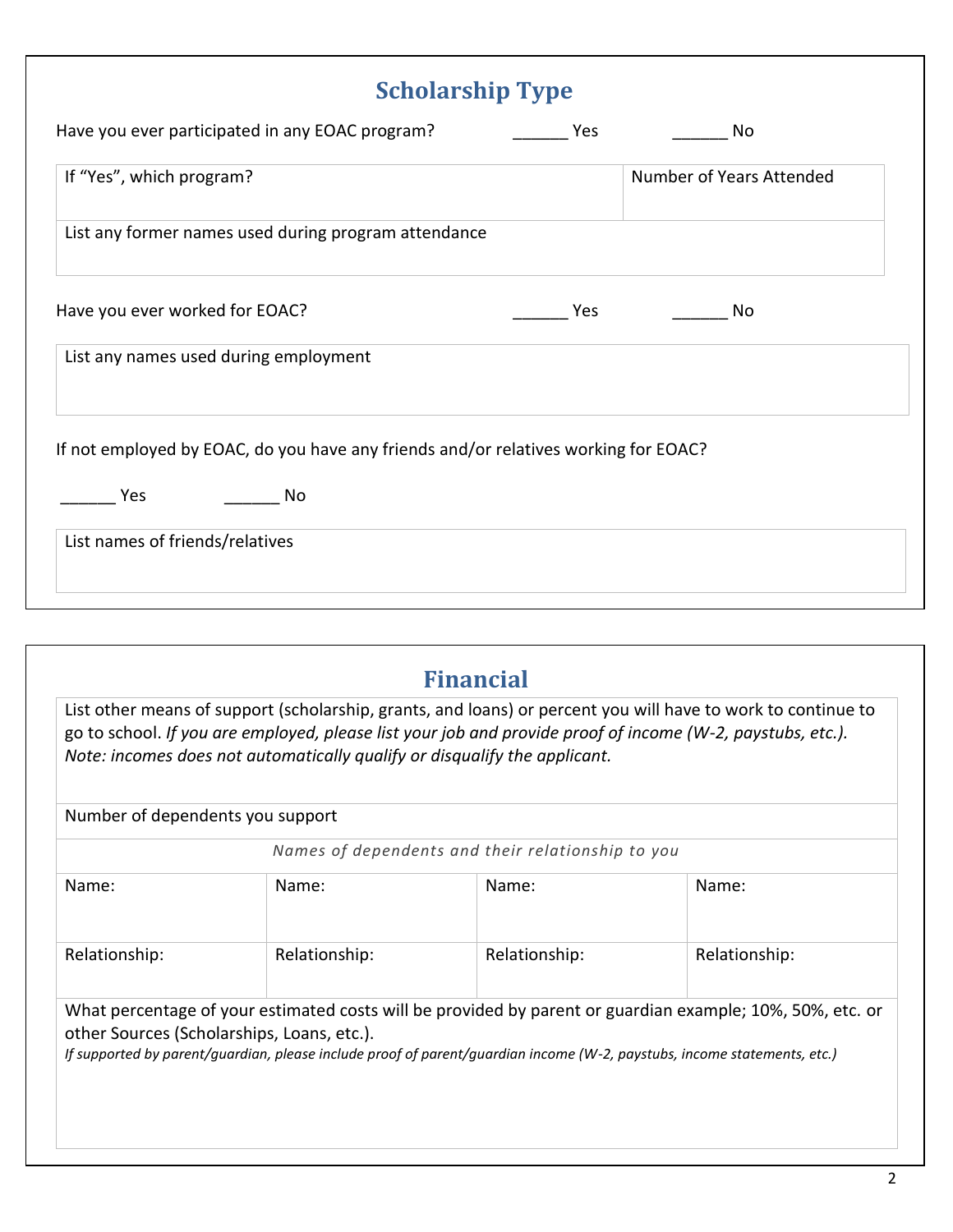## Scholarship Type

Have you ever participated in any EOAC program? ______ Yes ______ No

| If "Yes", which program? | Number of Years Attended |
|---|---|
| List any former names used during program attendance | |

Have you ever worked for EOAC? ______ Yes ______ No

| List any names used during employment |
|---|
| |

If not employed by EOAC, do you have any friends and/or relatives working for EOAC?

______ Yes ______ No

| List names of friends/relatives |
|---|
| |

## Financial

List other means of support (scholarship, grants, and loans) or percent you will have to work to continue to go to school. *If you are employed, please list your job and provide proof of income (W-2, paystubs, etc.). Note: incomes does not automatically qualify or disqualify the applicant.*

Number of dependents you support

*Names of dependents and their relationship to you*

| Name: | Name: | Name: | Name: |
|---|---|---|---|
| Relationship: | Relationship: | Relationship: | Relationship: |

What percentage of your estimated costs will be provided by parent or guardian example; 10%, 50%, etc. or other Sources (Scholarships, Loans, etc.).

*If supported by parent/guardian, please include proof of parent/guardian income (W-2, paystubs, income statements, etc.)*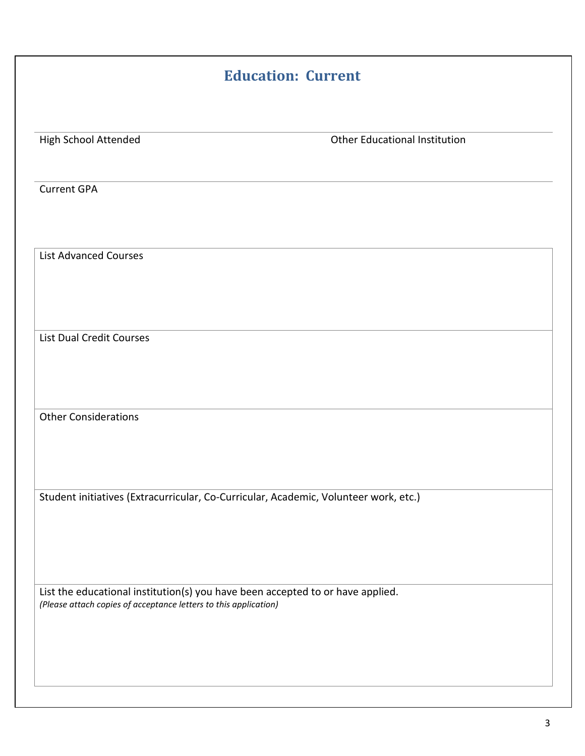## Education: Current

High School Attended

Other Educational Institution

Current GPA

List Advanced Courses

List Dual Credit Courses

Other Considerations

Student initiatives (Extracurricular, Co-Curricular, Academic, Volunteer work, etc.)

List the educational institution(s) you have been accepted to or have applied.
*(Please attach copies of acceptance letters to this application)*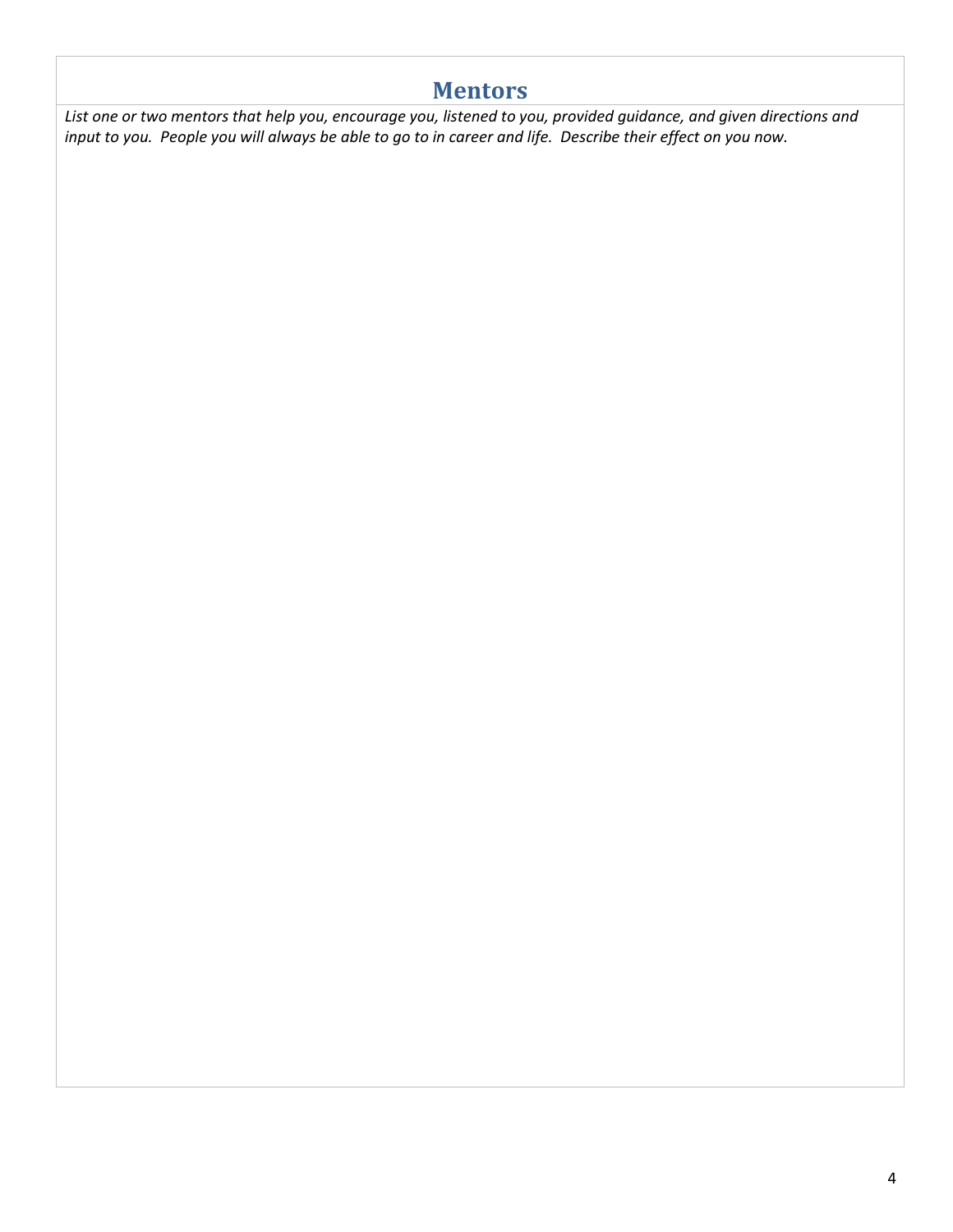# Mentors

*List one or two mentors that help you, encourage you, listened to you, provided guidance, and given directions and input to you. People you will always be able to go to in career and life. Describe their effect on you now.*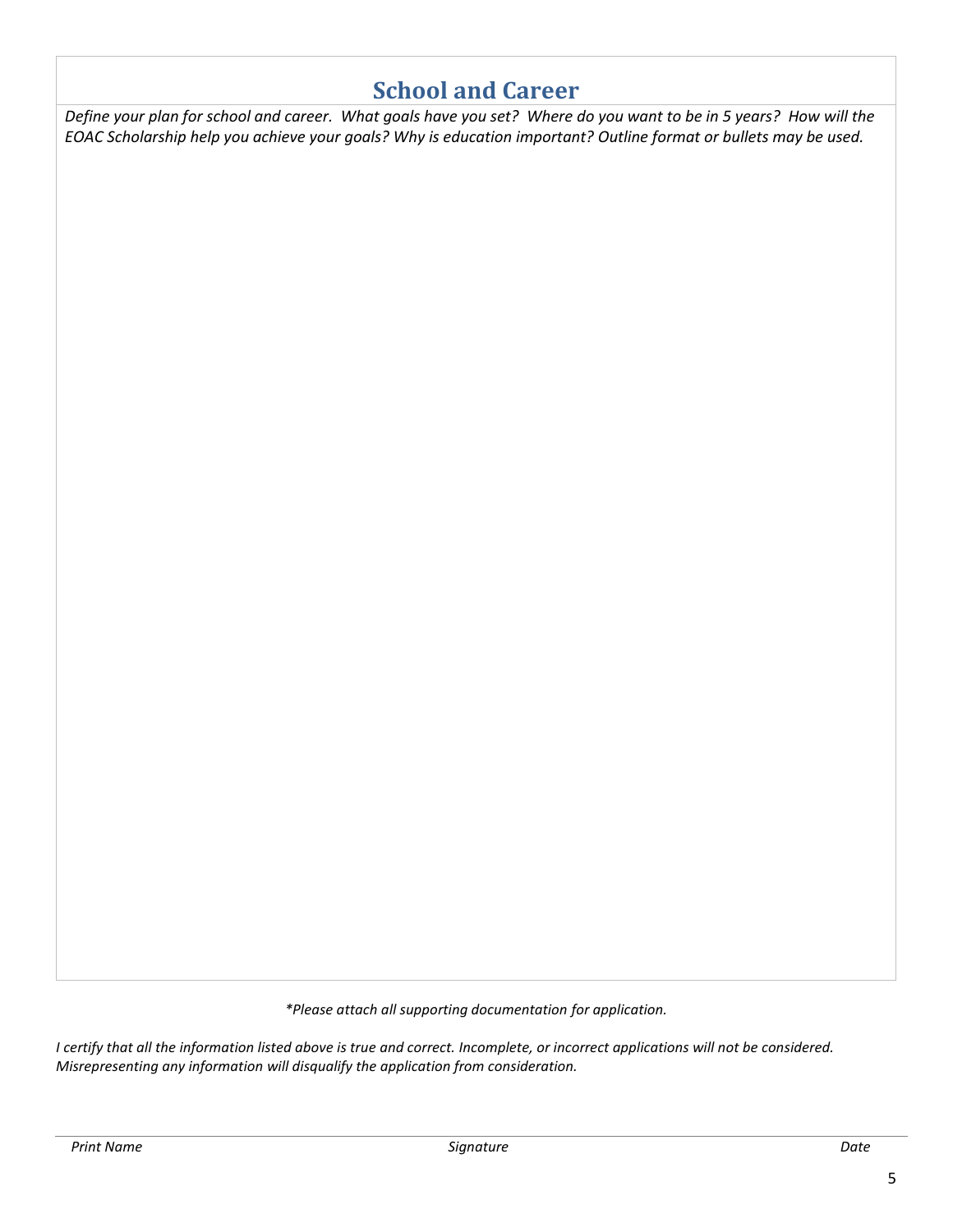## School and Career

*Define your plan for school and career. What goals have you set? Where do you want to be in 5 years? How will the EOAC Scholarship help you achieve your goals? Why is education important? Outline format or bullets may be used.*

*\*Please attach all supporting documentation for application.*

*I certify that all the information listed above is true and correct. Incomplete, or incorrect applications will not be considered. Misrepresenting any information will disqualify the application from consideration.*

| | | |
|---|---|---|
| *Print Name* | *Signature* | *Date* |